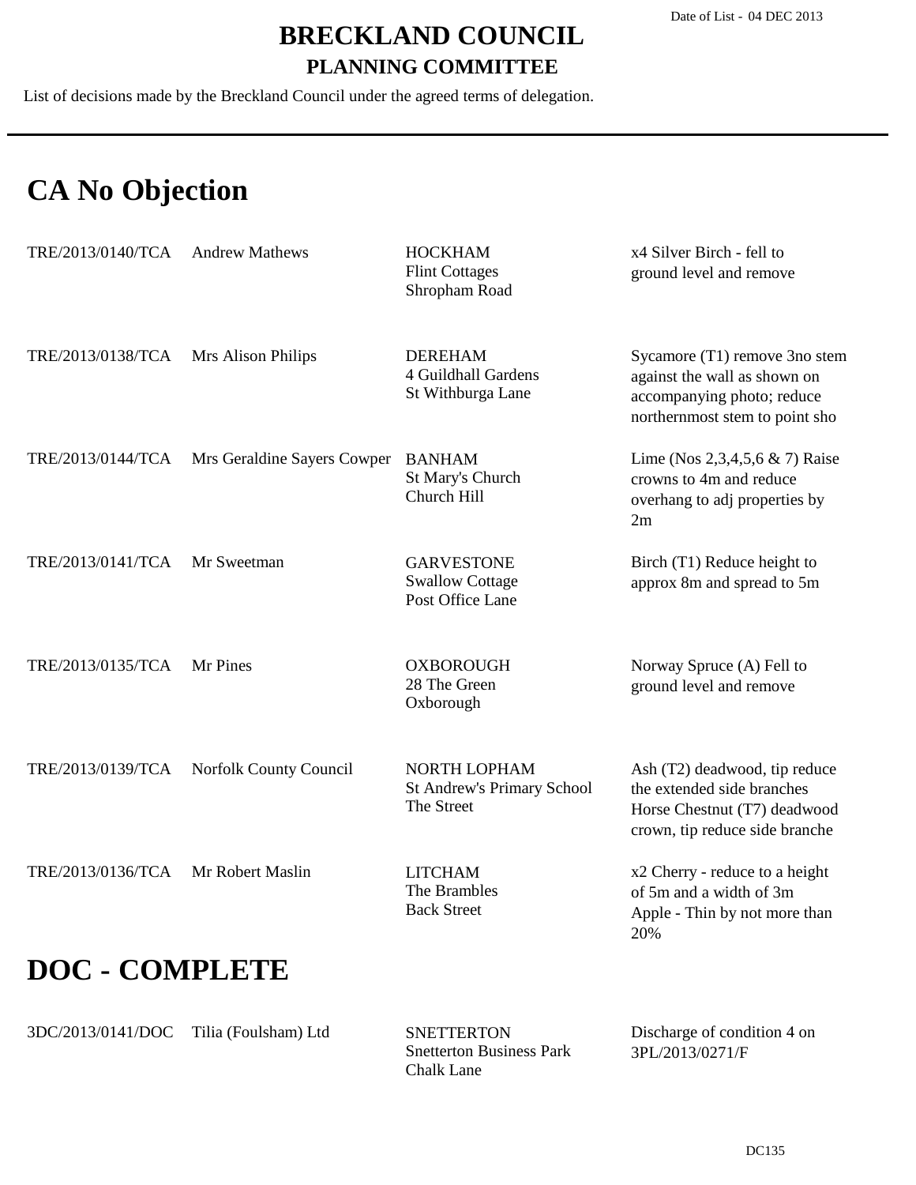Date of List - 04 DEC 2013

# BRECKLAND COUNCIL

## PLANNING COMMITTEE

List of decisions made by the Breckland Council under the agreed terms of delegation.

---

# CA No Objection

| | | | |
|---|---|---|---|
| TRE/2013/0140/TCA | Andrew Mathews | HOCKHAM<br>Flint Cottages<br>Shropham Road | x4 Silver Birch - fell to ground level and remove |
| TRE/2013/0138/TCA | Mrs Alison Philips | DEREHAM<br>4 Guildhall Gardens<br>St Withburga Lane | Sycamore (T1) remove 3no stem against the wall as shown on accompanying photo; reduce northernmost stem to point sho |
| TRE/2013/0144/TCA | Mrs Geraldine Sayers Cowper | BANHAM<br>St Mary's Church<br>Church Hill | Lime (Nos 2,3,4,5,6 & 7) Raise crowns to 4m and reduce overhang to adj properties by 2m |
| TRE/2013/0141/TCA | Mr Sweetman | GARVESTONE<br>Swallow Cottage<br>Post Office Lane | Birch (T1) Reduce height to approx 8m and spread to 5m |
| TRE/2013/0135/TCA | Mr Pines | OXBOROUGH<br>28 The Green<br>Oxborough | Norway Spruce (A) Fell to ground level and remove |
| TRE/2013/0139/TCA | Norfolk County Council | NORTH LOPHAM<br>St Andrew's Primary School<br>The Street | Ash (T2) deadwood, tip reduce the extended side branches Horse Chestnut (T7) deadwood crown, tip reduce side branche |
| TRE/2013/0136/TCA | Mr Robert Maslin | LITCHAM<br>The Brambles<br>Back Street | x2 Cherry - reduce to a height of 5m and a width of 3m Apple - Thin by not more than 20% |

# DOC - COMPLETE

| | | | |
|---|---|---|---|
| 3DC/2013/0141/DOC | Tilia (Foulsham) Ltd | SNETTERTON<br>Snetterton Business Park<br>Chalk Lane | Discharge of condition 4 on 3PL/2013/0271/F |

DC135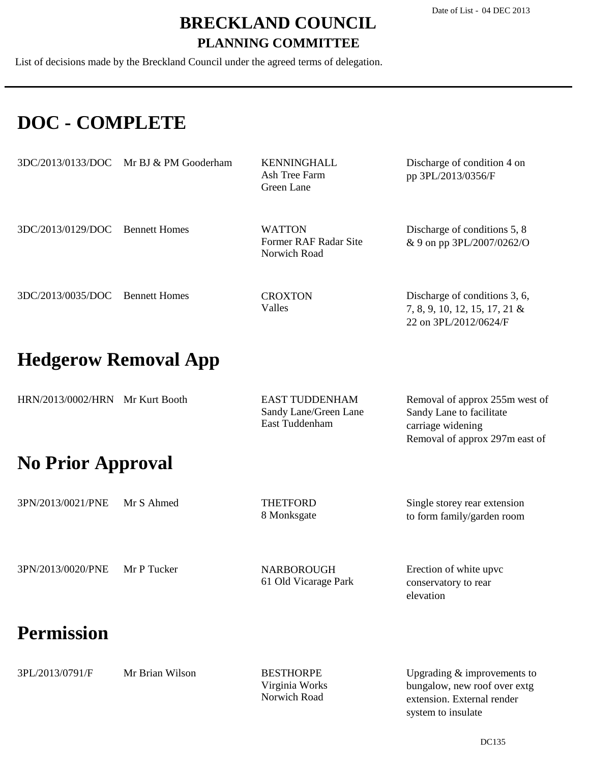# BRECKLAND COUNCIL

## PLANNING COMMITTEE

Date of List - 04 DEC 2013

List of decisions made by the Breckland Council under the agreed terms of delegation.

---

## DOC - COMPLETE

| | | | |
|---|---|---|---|
| 3DC/2013/0133/DOC | Mr BJ & PM Gooderham | KENNINGHALL<br>Ash Tree Farm<br>Green Lane | Discharge of condition 4 on pp 3PL/2013/0356/F |
| 3DC/2013/0129/DOC | Bennett Homes | WATTON<br>Former RAF Radar Site<br>Norwich Road | Discharge of conditions 5, 8 & 9 on pp 3PL/2007/0262/O |
| 3DC/2013/0035/DOC | Bennett Homes | CROXTON<br>Valles | Discharge of conditions 3, 6, 7, 8, 9, 10, 12, 15, 17, 21 & 22 on 3PL/2012/0624/F |

## Hedgerow Removal App

| | | | |
|---|---|---|---|
| HRN/2013/0002/HRN | Mr Kurt Booth | EAST TUDDENHAM<br>Sandy Lane/Green Lane<br>East Tuddenham | Removal of approx 255m west of Sandy Lane to facilitate carriage widening<br>Removal of approx 297m east of |

## No Prior Approval

| | | | |
|---|---|---|---|
| 3PN/2013/0021/PNE | Mr S Ahmed | THETFORD<br>8 Monksgate | Single storey rear extension to form family/garden room |
| 3PN/2013/0020/PNE | Mr P Tucker | NARBOROUGH<br>61 Old Vicarage Park | Erection of white upvc conservatory to rear elevation |

## Permission

| | | | |
|---|---|---|---|
| 3PL/2013/0791/F | Mr Brian Wilson | BESTHORPE<br>Virginia Works<br>Norwich Road | Upgrading & improvements to bungalow, new roof over extg extension. External render system to insulate |

DC135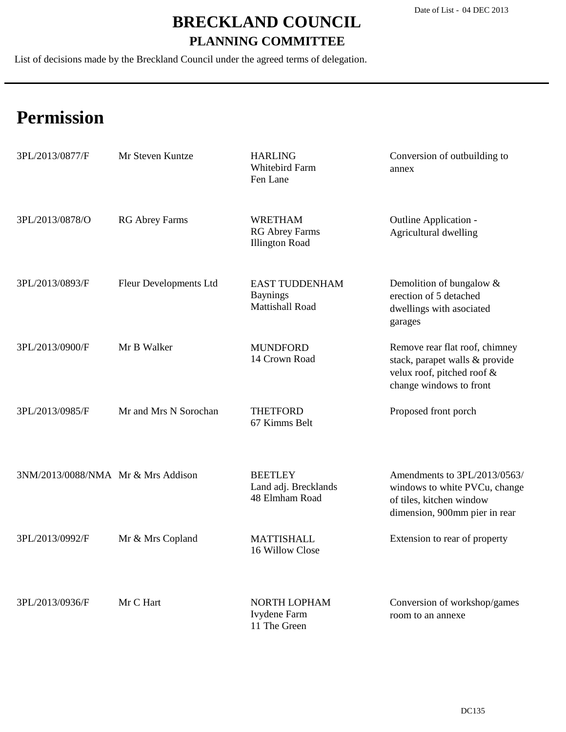Date of List - 04 DEC 2013

# BRECKLAND COUNCIL

## PLANNING COMMITTEE

List of decisions made by the Breckland Council under the agreed terms of delegation.

# Permission

| | | | |
|---|---|---|---|
| 3PL/2013/0877/F | Mr Steven Kuntze | HARLING<br>Whitebird Farm<br>Fen Lane | Conversion of outbuilding to annex |
| 3PL/2013/0878/O | RG Abrey Farms | WRETHAM<br>RG Abrey Farms<br>Illington Road | Outline Application - Agricultural dwelling |
| 3PL/2013/0893/F | Fleur Developments Ltd | EAST TUDDENHAM<br>Baynings<br>Mattishall Road | Demolition of bungalow & erection of 5 detached dwellings with asociated garages |
| 3PL/2013/0900/F | Mr B Walker | MUNDFORD<br>14 Crown Road | Remove rear flat roof, chimney stack, parapet walls & provide velux roof, pitched roof & change windows to front |
| 3PL/2013/0985/F | Mr and Mrs N Sorochan | THETFORD<br>67 Kimms Belt | Proposed front porch |
| 3NM/2013/0088/NMA | Mr & Mrs Addison | BEETLEY<br>Land adj. Brecklands<br>48 Elmham Road | Amendments to 3PL/2013/0563/ windows to white PVCu, change of tiles, kitchen window dimension, 900mm pier in rear |
| 3PL/2013/0992/F | Mr & Mrs Copland | MATTISHALL<br>16 Willow Close | Extension to rear of property |
| 3PL/2013/0936/F | Mr C Hart | NORTH LOPHAM<br>Ivydene Farm<br>11 The Green | Conversion of workshop/games room to an annexe |

DC135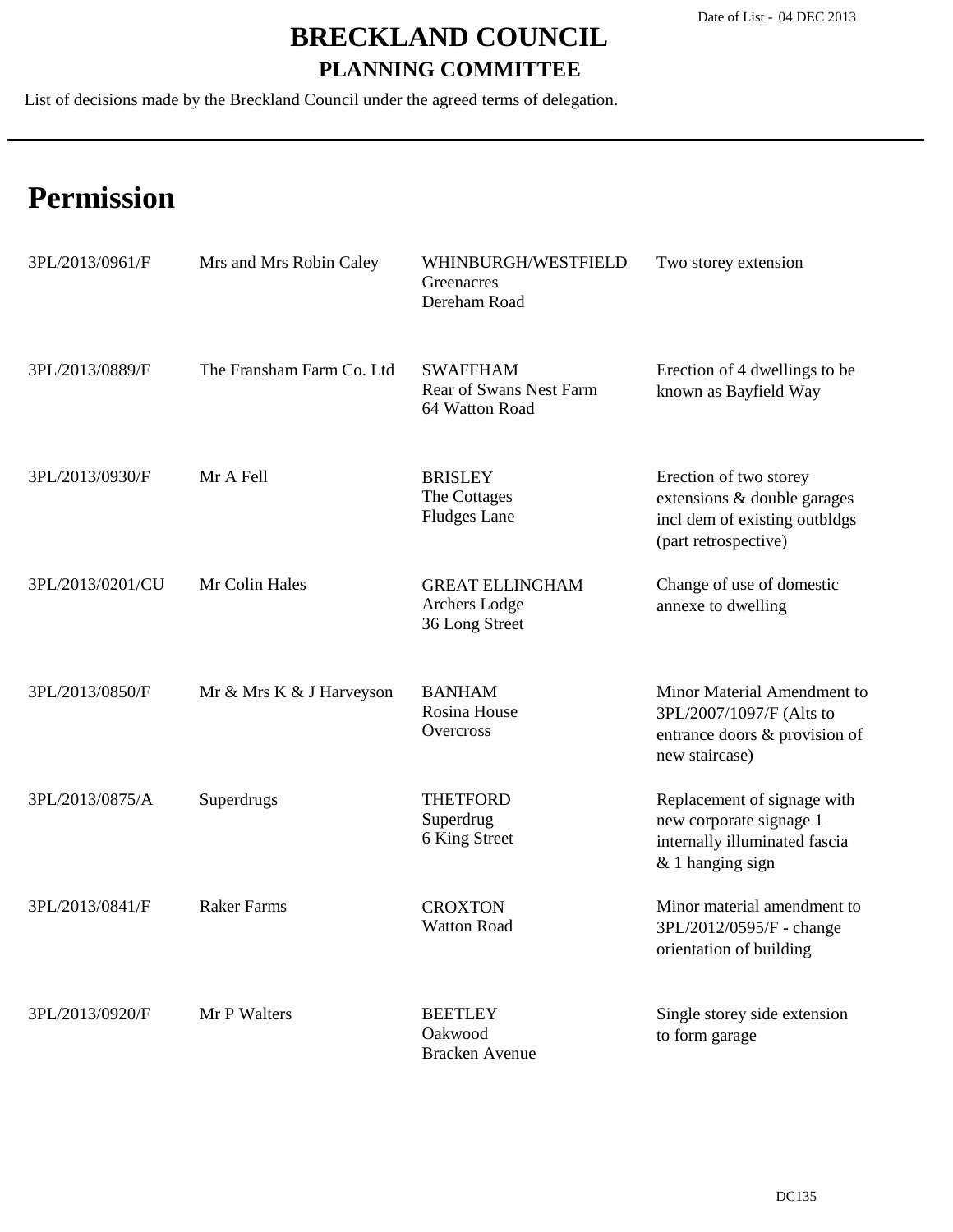# BRECKLAND COUNCIL

## PLANNING COMMITTEE

List of decisions made by the Breckland Council under the agreed terms of delegation.

Date of List - 04 DEC 2013

# Permission

| | | | |
|---|---|---|---|
| 3PL/2013/0961/F | Mrs and Mrs Robin Caley | WHINBURGH/WESTFIELD<br>Greenacres<br>Dereham Road | Two storey extension |
| 3PL/2013/0889/F | The Fransham Farm Co. Ltd | SWAFFHAM<br>Rear of Swans Nest Farm<br>64 Watton Road | Erection of 4 dwellings to be known as Bayfield Way |
| 3PL/2013/0930/F | Mr A Fell | BRISLEY<br>The Cottages<br>Fludges Lane | Erection of two storey extensions & double garages incl dem of existing outbldgs (part retrospective) |
| 3PL/2013/0201/CU | Mr Colin Hales | GREAT ELLINGHAM<br>Archers Lodge<br>36 Long Street | Change of use of domestic annexe to dwelling |
| 3PL/2013/0850/F | Mr & Mrs K & J Harveyson | BANHAM<br>Rosina House<br>Overcross | Minor Material Amendment to 3PL/2007/1097/F (Alts to entrance doors & provision of new staircase) |
| 3PL/2013/0875/A | Superdrugs | THETFORD<br>Superdrug<br>6 King Street | Replacement of signage with new corporate signage 1 internally illuminated fascia & 1 hanging sign |
| 3PL/2013/0841/F | Raker Farms | CROXTON<br>Watton Road | Minor material amendment to 3PL/2012/0595/F - change orientation of building |
| 3PL/2013/0920/F | Mr P Walters | BEETLEY<br>Oakwood<br>Bracken Avenue | Single storey side extension to form garage |

DC135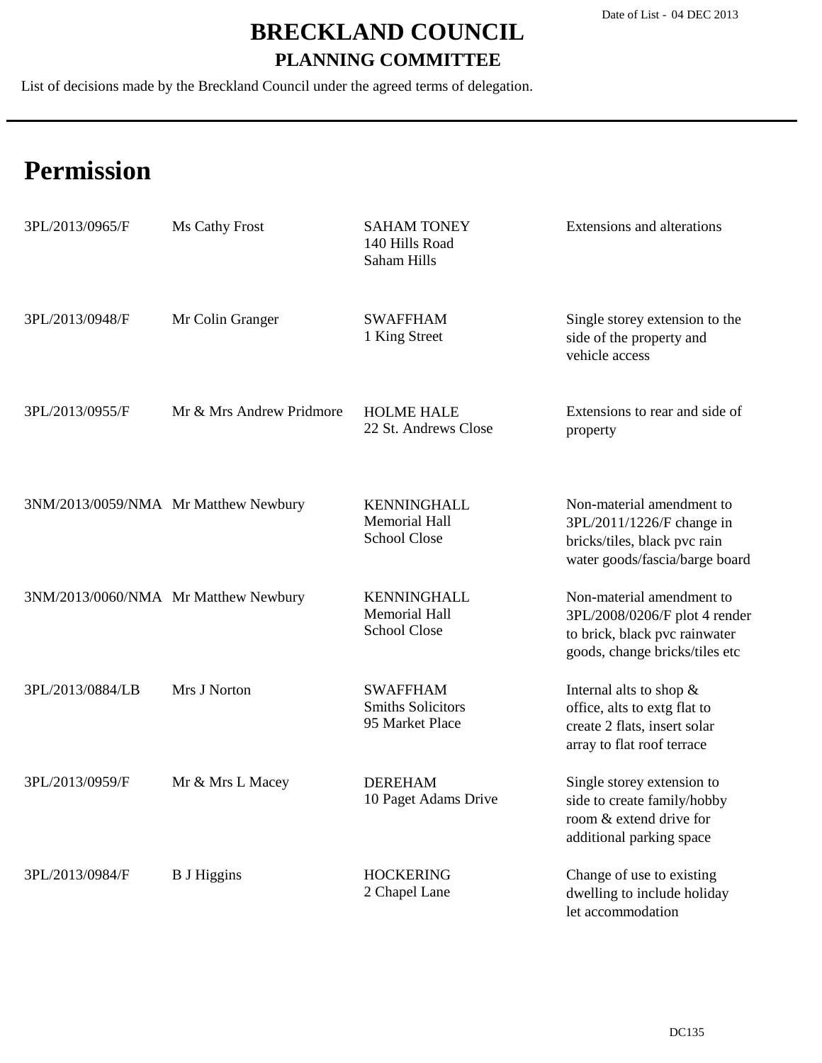Date of List - 04 DEC 2013

# BRECKLAND COUNCIL

## PLANNING COMMITTEE

List of decisions made by the Breckland Council under the agreed terms of delegation.

# Permission

| | | | |
|---|---|---|---|
| 3PL/2013/0965/F | Ms Cathy Frost | SAHAM TONEY<br>140 Hills Road<br>Saham Hills | Extensions and alterations |
| 3PL/2013/0948/F | Mr Colin Granger | SWAFFHAM<br>1 King Street | Single storey extension to the side of the property and vehicle access |
| 3PL/2013/0955/F | Mr & Mrs Andrew Pridmore | HOLME HALE<br>22 St. Andrews Close | Extensions to rear and side of property |
| 3NM/2013/0059/NMA | Mr Matthew Newbury | KENNINGHALL<br>Memorial Hall<br>School Close | Non-material amendment to 3PL/2011/1226/F change in bricks/tiles, black pvc rain water goods/fascia/barge board |
| 3NM/2013/0060/NMA | Mr Matthew Newbury | KENNINGHALL<br>Memorial Hall<br>School Close | Non-material amendment to 3PL/2008/0206/F plot 4 render to brick, black pvc rainwater goods, change bricks/tiles etc |
| 3PL/2013/0884/LB | Mrs J Norton | SWAFFHAM<br>Smiths Solicitors<br>95 Market Place | Internal alts to shop & office, alts to extg flat to create 2 flats, insert solar array to flat roof terrace |
| 3PL/2013/0959/F | Mr & Mrs L Macey | DEREHAM<br>10 Paget Adams Drive | Single storey extension to side to create family/hobby room & extend drive for additional parking space |
| 3PL/2013/0984/F | B J Higgins | HOCKERING<br>2 Chapel Lane | Change of use to existing dwelling to include holiday let accommodation |

DC135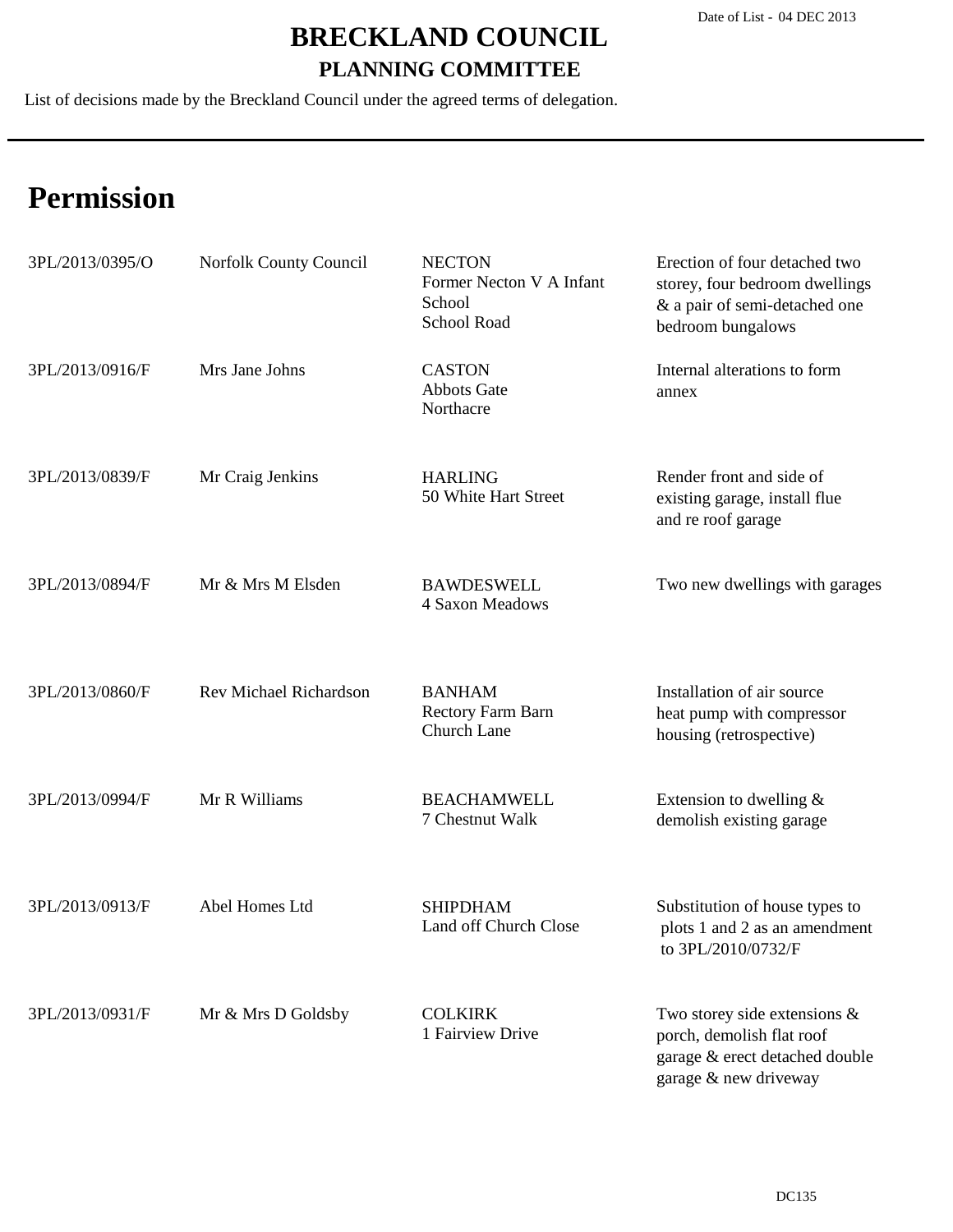Date of List - 04 DEC 2013

# BRECKLAND COUNCIL

## PLANNING COMMITTEE

List of decisions made by the Breckland Council under the agreed terms of delegation.

# Permission

| Reference | Applicant | Location | Proposal |
|---|---|---|---|
| 3PL/2013/0395/O | Norfolk County Council | NECTON<br>Former Necton V A Infant School<br>School Road | Erection of four detached two storey, four bedroom dwellings & a pair of semi-detached one bedroom bungalows |
| 3PL/2013/0916/F | Mrs Jane Johns | CASTON<br>Abbots Gate<br>Northacre | Internal alterations to form annex |
| 3PL/2013/0839/F | Mr Craig Jenkins | HARLING<br>50 White Hart Street | Render front and side of existing garage, install flue and re roof garage |
| 3PL/2013/0894/F | Mr & Mrs M Elsden | BAWDESWELL<br>4 Saxon Meadows | Two new dwellings with garages |
| 3PL/2013/0860/F | Rev Michael Richardson | BANHAM<br>Rectory Farm Barn<br>Church Lane | Installation of air source heat pump with compressor housing (retrospective) |
| 3PL/2013/0994/F | Mr R Williams | BEACHAMWELL<br>7 Chestnut Walk | Extension to dwelling & demolish existing garage |
| 3PL/2013/0913/F | Abel Homes Ltd | SHIPDHAM<br>Land off Church Close | Substitution of house types to plots 1 and 2 as an amendment to 3PL/2010/0732/F |
| 3PL/2013/0931/F | Mr & Mrs D Goldsby | COLKIRK<br>1 Fairview Drive | Two storey side extensions & porch, demolish flat roof garage & erect detached double garage & new driveway |

DC135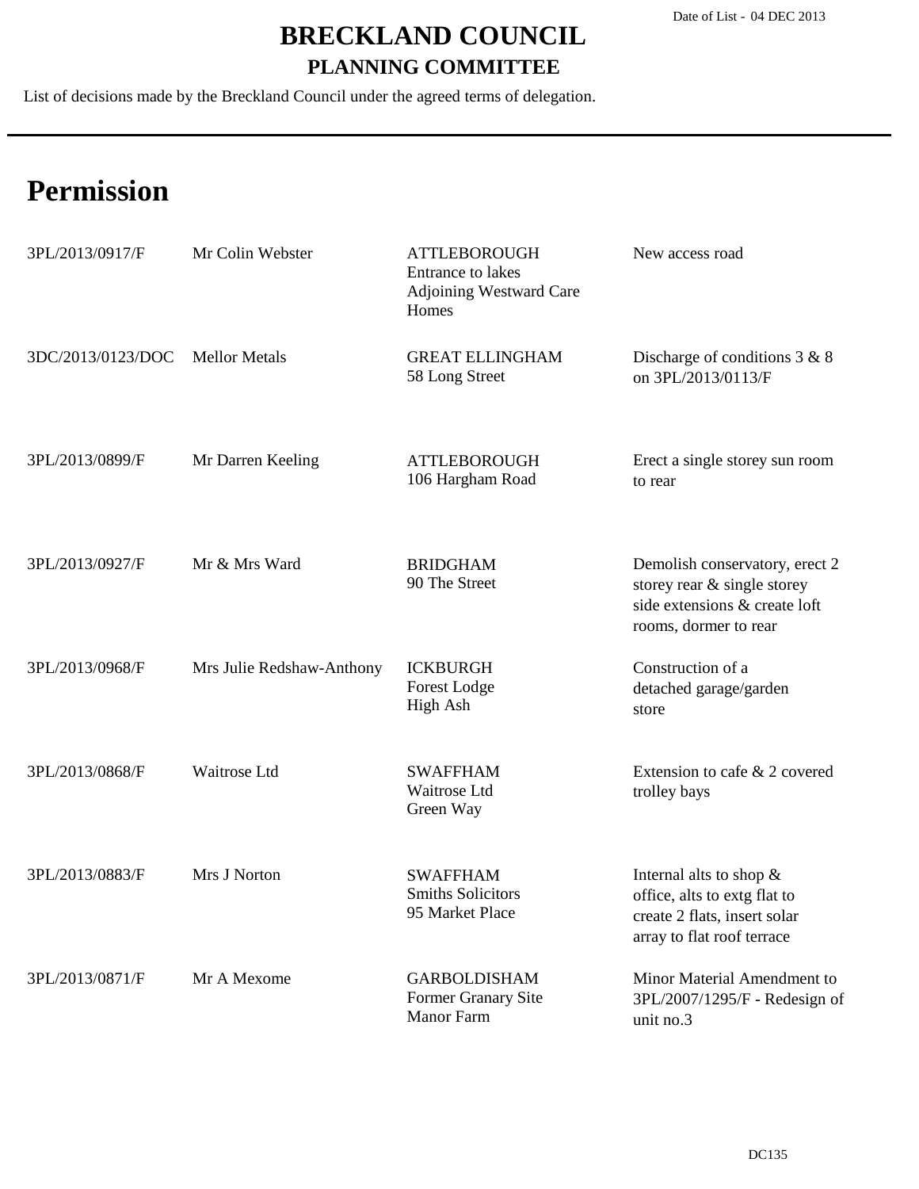Date of List - 04 DEC 2013

# BRECKLAND COUNCIL

## PLANNING COMMITTEE

List of decisions made by the Breckland Council under the agreed terms of delegation.

# Permission

| | | | |
|---|---|---|---|
| 3PL/2013/0917/F | Mr Colin Webster | ATTLEBOROUGH<br>Entrance to lakes<br>Adjoining Westward Care Homes | New access road |
| 3DC/2013/0123/DOC | Mellor Metals | GREAT ELLINGHAM<br>58 Long Street | Discharge of conditions 3 & 8 on 3PL/2013/0113/F |
| 3PL/2013/0899/F | Mr Darren Keeling | ATTLEBOROUGH<br>106 Hargham Road | Erect a single storey sun room to rear |
| 3PL/2013/0927/F | Mr & Mrs Ward | BRIDGHAM<br>90 The Street | Demolish conservatory, erect 2 storey rear & single storey side extensions & create loft rooms, dormer to rear |
| 3PL/2013/0968/F | Mrs Julie Redshaw-Anthony | ICKBURGH<br>Forest Lodge<br>High Ash | Construction of a detached garage/garden store |
| 3PL/2013/0868/F | Waitrose Ltd | SWAFFHAM<br>Waitrose Ltd<br>Green Way | Extension to cafe & 2 covered trolley bays |
| 3PL/2013/0883/F | Mrs J Norton | SWAFFHAM<br>Smiths Solicitors<br>95 Market Place | Internal alts to shop & office, alts to extg flat to create 2 flats, insert solar array to flat roof terrace |
| 3PL/2013/0871/F | Mr A Mexome | GARBOLDISHAM<br>Former Granary Site<br>Manor Farm | Minor Material Amendment to 3PL/2007/1295/F - Redesign of unit no.3 |

DC135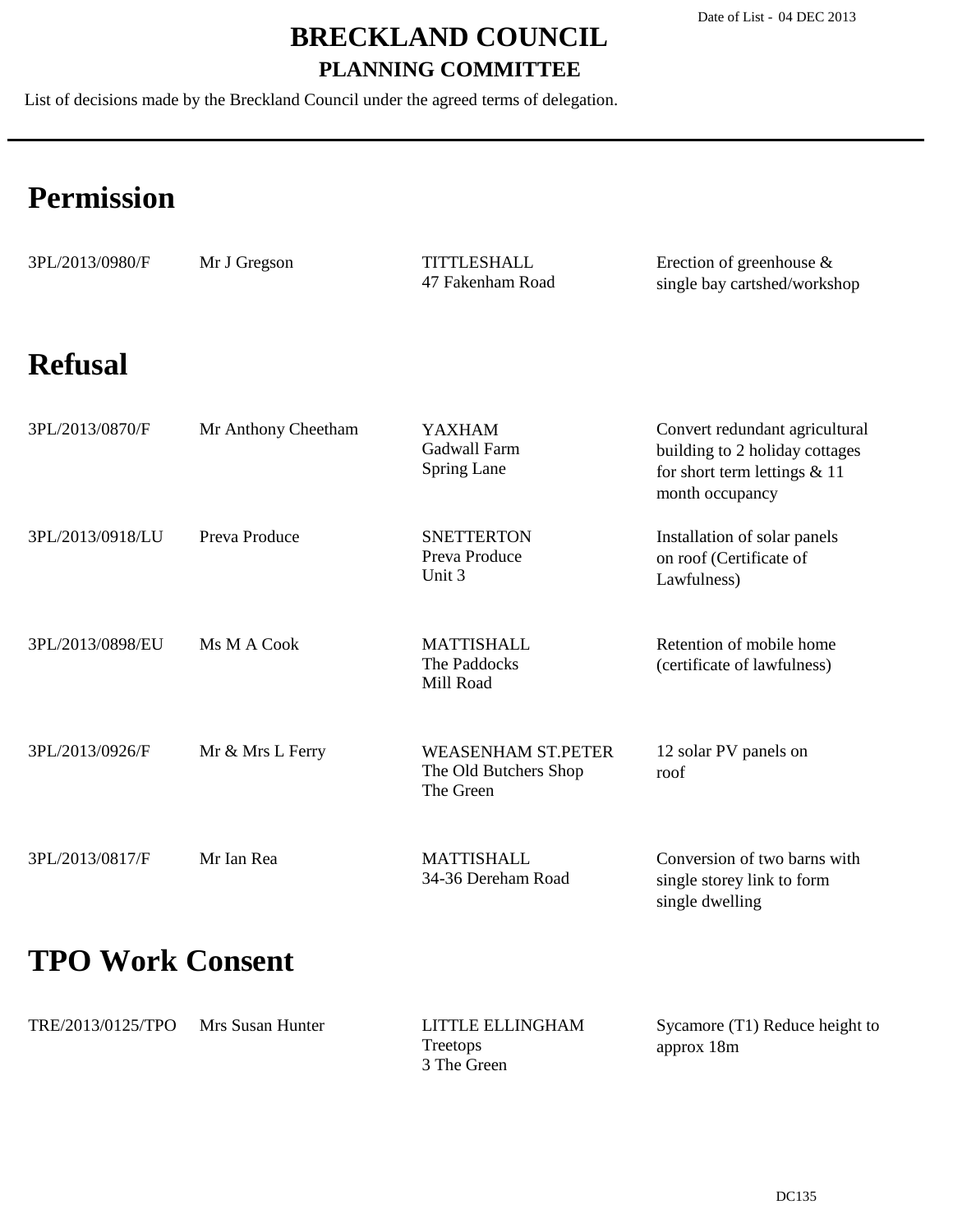Date of List - 04 DEC 2013

# BRECKLAND COUNCIL

## PLANNING COMMITTEE

List of decisions made by the Breckland Council under the agreed terms of delegation.

## Permission

| | | | |
|---|---|---|---|
| 3PL/2013/0980/F | Mr J Gregson | TITTLESHALL<br>47 Fakenham Road | Erection of greenhouse & single bay cartshed/workshop |

## Refusal

| | | | |
|---|---|---|---|
| 3PL/2013/0870/F | Mr Anthony Cheetham | YAXHAM<br>Gadwall Farm<br>Spring Lane | Convert redundant agricultural building to 2 holiday cottages for short term lettings & 11 month occupancy |
| 3PL/2013/0918/LU | Preva Produce | SNETTERTON<br>Preva Produce<br>Unit 3 | Installation of solar panels on roof (Certificate of Lawfulness) |
| 3PL/2013/0898/EU | Ms M A Cook | MATTISHALL<br>The Paddocks<br>Mill Road | Retention of mobile home (certificate of lawfulness) |
| 3PL/2013/0926/F | Mr & Mrs L Ferry | WEASENHAM ST.PETER<br>The Old Butchers Shop<br>The Green | 12 solar PV panels on roof |
| 3PL/2013/0817/F | Mr Ian Rea | MATTISHALL<br>34-36 Dereham Road | Conversion of two barns with single storey link to form single dwelling |

## TPO Work Consent

| | | | |
|---|---|---|---|
| TRE/2013/0125/TPO | Mrs Susan Hunter | LITTLE ELLINGHAM<br>Treetops<br>3 The Green | Sycamore (T1) Reduce height to approx 18m |

DC135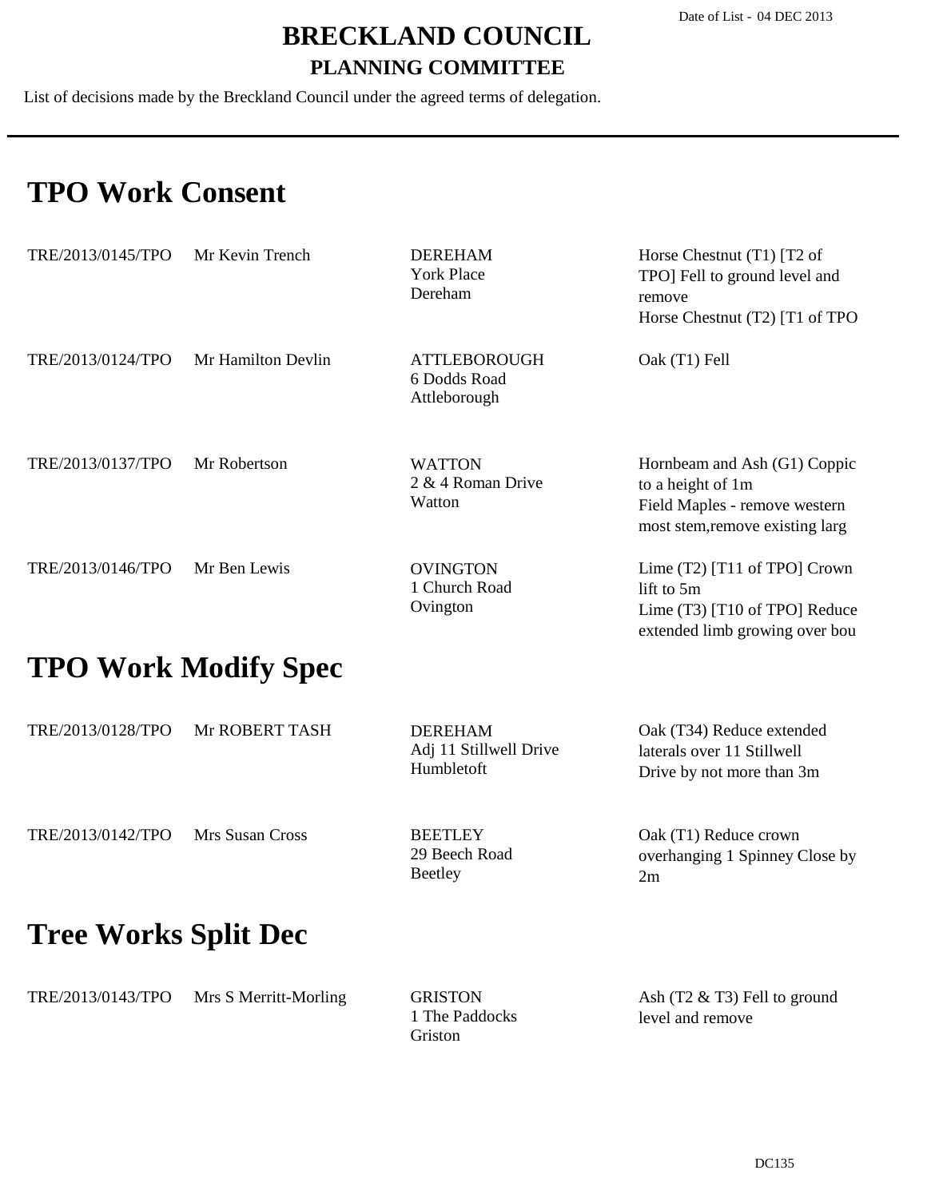Date of List - 04 DEC 2013

# BRECKLAND COUNCIL

## PLANNING COMMITTEE

List of decisions made by the Breckland Council under the agreed terms of delegation.

## TPO Work Consent

| | | | |
|---|---|---|---|
| TRE/2013/0145/TPO | Mr Kevin Trench | DEREHAM<br>York Place<br>Dereham | Horse Chestnut (T1) [T2 of TPO] Fell to ground level and remove<br>Horse Chestnut (T2) [T1 of TPO |
| TRE/2013/0124/TPO | Mr Hamilton Devlin | ATTLEBOROUGH<br>6 Dodds Road<br>Attleborough | Oak (T1) Fell |
| TRE/2013/0137/TPO | Mr Robertson | WATTON<br>2 & 4 Roman Drive<br>Watton | Hornbeam and Ash (G1) Coppic to a height of 1m<br>Field Maples - remove western most stem,remove existing larg |
| TRE/2013/0146/TPO | Mr Ben Lewis | OVINGTON<br>1 Church Road<br>Ovington | Lime (T2) [T11 of TPO] Crown lift to 5m<br>Lime (T3) [T10 of TPO] Reduce extended limb growing over bou |

## TPO Work Modify Spec

| | | | |
|---|---|---|---|
| TRE/2013/0128/TPO | Mr ROBERT TASH | DEREHAM<br>Adj 11 Stillwell Drive<br>Humbletoft | Oak (T34) Reduce extended laterals over 11 Stillwell Drive by not more than 3m |
| TRE/2013/0142/TPO | Mrs Susan Cross | BEETLEY<br>29 Beech Road<br>Beetley | Oak (T1) Reduce crown overhanging 1 Spinney Close by 2m |

## Tree Works Split Dec

| | | | |
|---|---|---|---|
| TRE/2013/0143/TPO | Mrs S Merritt-Morling | GRISTON<br>1 The Paddocks<br>Griston | Ash (T2 & T3) Fell to ground level and remove |

DC135